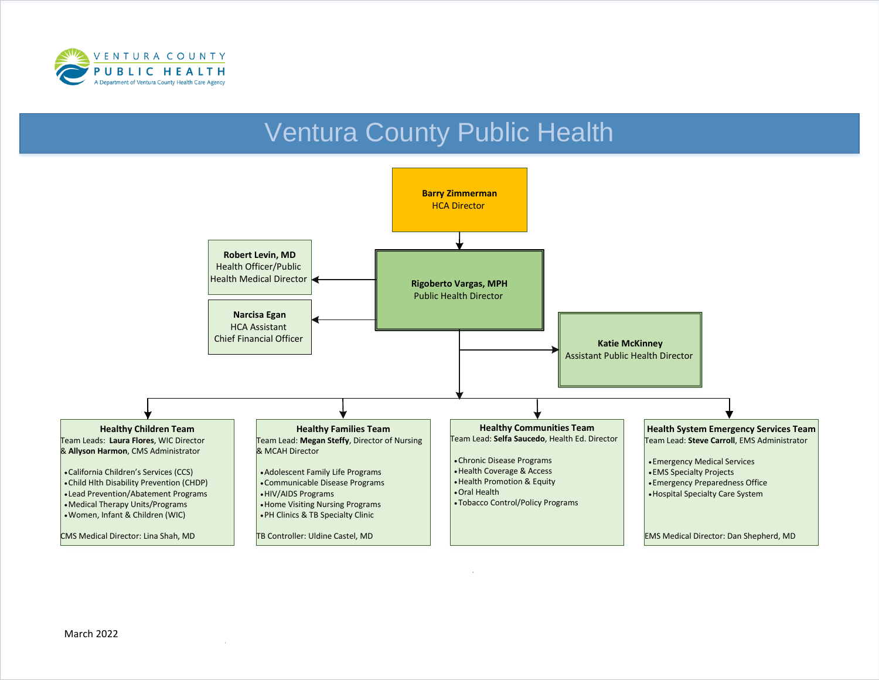VENTURA COUNTY
PUBLIC HEALTH
A Department of Ventura County Health Care Agency

# Ventura County Public Health

**Barry Zimmerman**
HCA Director

**Rigoberto Vargas, MPH**
Public Health Director

**Robert Levin, MD**
Health Officer/Public Health Medical Director

**Narcisa Egan**
HCA Assistant Chief Financial Officer

**Katie McKinney**
Assistant Public Health Director

### Healthy Children Team

Team Leads: **Laura Flores**, WIC Director & **Allyson Harmon**, CMS Administrator

- California Children's Services (CCS)
- Child Hlth Disability Prevention (CHDP)
- Lead Prevention/Abatement Programs
- Medical Therapy Units/Programs
- Women, Infant & Children (WIC)

CMS Medical Director: Lina Shah, MD

### Healthy Families Team

Team Lead: **Megan Steffy**, Director of Nursing & MCAH Director

- Adolescent Family Life Programs
- Communicable Disease Programs
- HIV/AIDS Programs
- Home Visiting Nursing Programs
- PH Clinics & TB Specialty Clinic

TB Controller: Uldine Castel, MD

### Healthy Communities Team

Team Lead: **Selfa Saucedo**, Health Ed. Director

- Chronic Disease Programs
- Health Coverage & Access
- Health Promotion & Equity
- Oral Health
- Tobacco Control/Policy Programs

### Health System Emergency Services Team

Team Lead: **Steve Carroll**, EMS Administrator

- Emergency Medical Services
- EMS Specialty Projects
- Emergency Preparedness Office
- Hospital Specialty Care System

EMS Medical Director: Dan Shepherd, MD

March 2022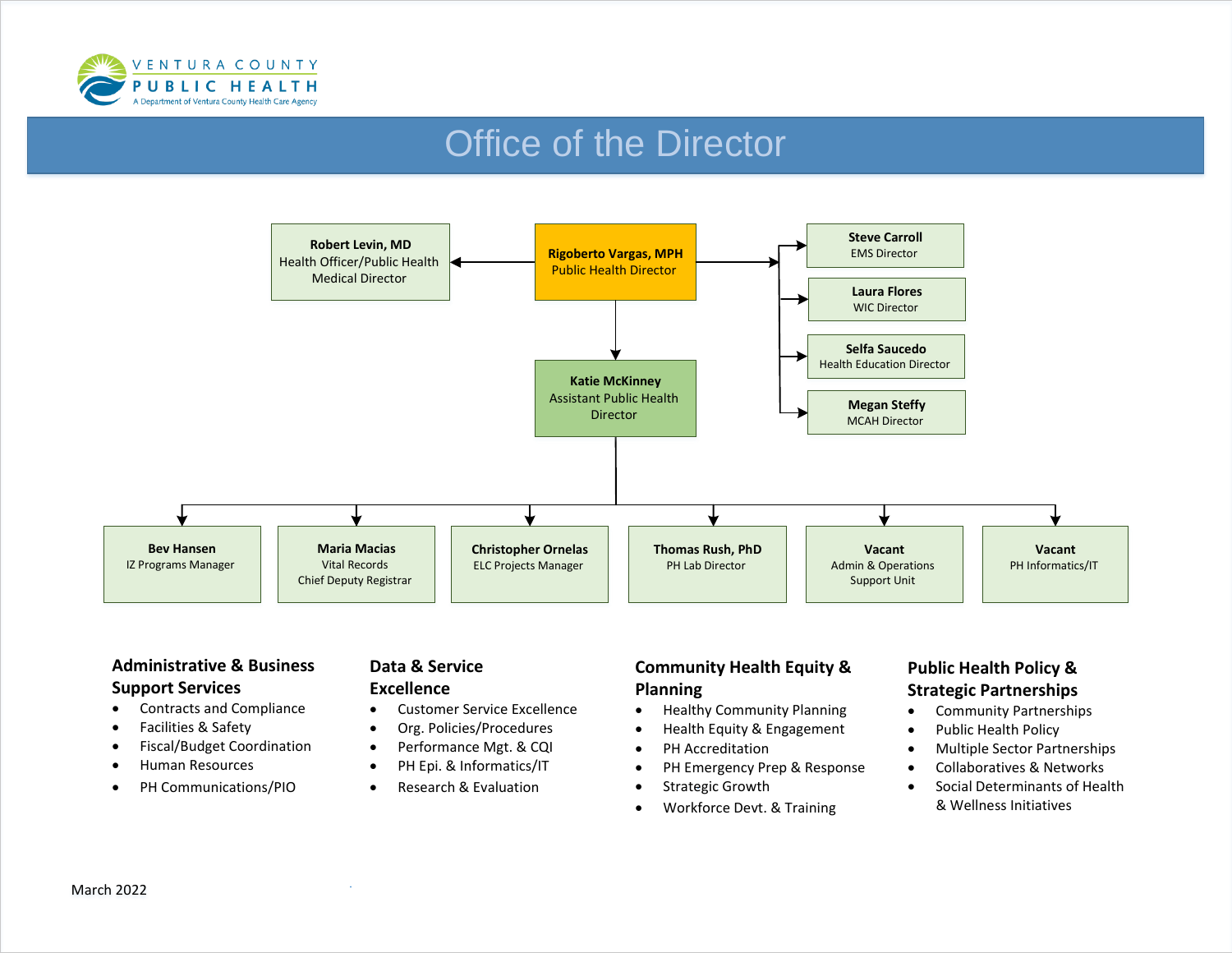VENTURA COUNTY
PUBLIC HEALTH
A Department of Ventura County Health Care Agency

# Office of the Director

**Rigoberto Vargas, MPH**
Public Health Director

**Robert Levin, MD**
Health Officer/Public Health Medical Director

**Steve Carroll**
EMS Director

**Laura Flores**
WIC Director

**Selfa Saucedo**
Health Education Director

**Megan Steffy**
MCAH Director

**Katie McKinney**
Assistant Public Health Director

**Bev Hansen**
IZ Programs Manager

**Maria Macias**
Vital Records Chief Deputy Registrar

**Christopher Ornelas**
ELC Projects Manager

**Thomas Rush, PhD**
PH Lab Director

**Vacant**
Admin & Operations Support Unit

**Vacant**
PH Informatics/IT

### Administrative & Business Support Services

- Contracts and Compliance
- Facilities & Safety
- Fiscal/Budget Coordination
- Human Resources
- PH Communications/PIO

### Data & Service Excellence

- Customer Service Excellence
- Org. Policies/Procedures
- Performance Mgt. & CQI
- PH Epi. & Informatics/IT
- Research & Evaluation

### Community Health Equity & Planning

- Healthy Community Planning
- Health Equity & Engagement
- PH Accreditation
- PH Emergency Prep & Response
- Strategic Growth
- Workforce Devt. & Training

### Public Health Policy & Strategic Partnerships

- Community Partnerships
- Public Health Policy
- Multiple Sector Partnerships
- Collaboratives & Networks
- Social Determinants of Health & Wellness Initiatives

March 2022